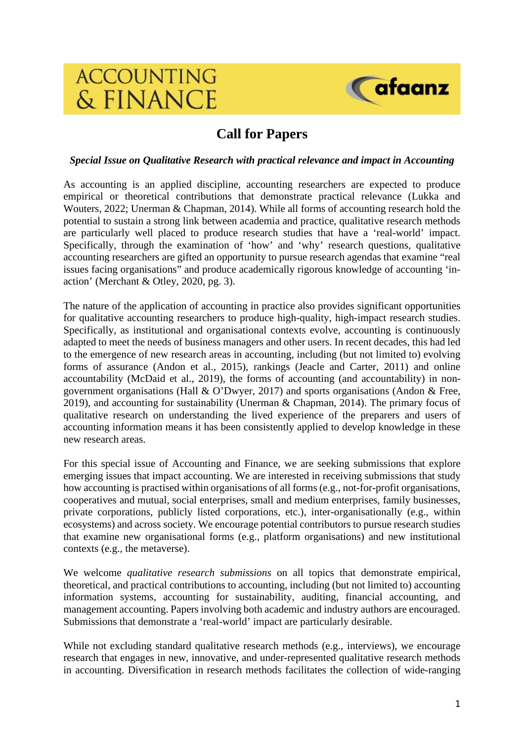ACCOUNTING & FINANCE

afaanz

# Call for Papers

***Special Issue on Qualitative Research with practical relevance and impact in Accounting***

As accounting is an applied discipline, accounting researchers are expected to produce empirical or theoretical contributions that demonstrate practical relevance (Lukka and Wouters, 2022; Unerman & Chapman, 2014). While all forms of accounting research hold the potential to sustain a strong link between academia and practice, qualitative research methods are particularly well placed to produce research studies that have a 'real-world' impact. Specifically, through the examination of 'how' and 'why' research questions, qualitative accounting researchers are gifted an opportunity to pursue research agendas that examine "real issues facing organisations" and produce academically rigorous knowledge of accounting 'in-action' (Merchant & Otley, 2020, pg. 3).

The nature of the application of accounting in practice also provides significant opportunities for qualitative accounting researchers to produce high-quality, high-impact research studies. Specifically, as institutional and organisational contexts evolve, accounting is continuously adapted to meet the needs of business managers and other users. In recent decades, this had led to the emergence of new research areas in accounting, including (but not limited to) evolving forms of assurance (Andon et al., 2015), rankings (Jeacle and Carter, 2011) and online accountability (McDaid et al., 2019), the forms of accounting (and accountability) in non-government organisations (Hall & O'Dwyer, 2017) and sports organisations (Andon & Free, 2019), and accounting for sustainability (Unerman & Chapman, 2014). The primary focus of qualitative research on understanding the lived experience of the preparers and users of accounting information means it has been consistently applied to develop knowledge in these new research areas.

For this special issue of Accounting and Finance, we are seeking submissions that explore emerging issues that impact accounting. We are interested in receiving submissions that study how accounting is practised within organisations of all forms (e.g., not-for-profit organisations, cooperatives and mutual, social enterprises, small and medium enterprises, family businesses, private corporations, publicly listed corporations, etc.), inter-organisationally (e.g., within ecosystems) and across society. We encourage potential contributors to pursue research studies that examine new organisational forms (e.g., platform organisations) and new institutional contexts (e.g., the metaverse).

We welcome *qualitative research submissions* on all topics that demonstrate empirical, theoretical, and practical contributions to accounting, including (but not limited to) accounting information systems, accounting for sustainability, auditing, financial accounting, and management accounting. Papers involving both academic and industry authors are encouraged. Submissions that demonstrate a 'real-world' impact are particularly desirable.

While not excluding standard qualitative research methods (e.g., interviews), we encourage research that engages in new, innovative, and under-represented qualitative research methods in accounting. Diversification in research methods facilitates the collection of wide-ranging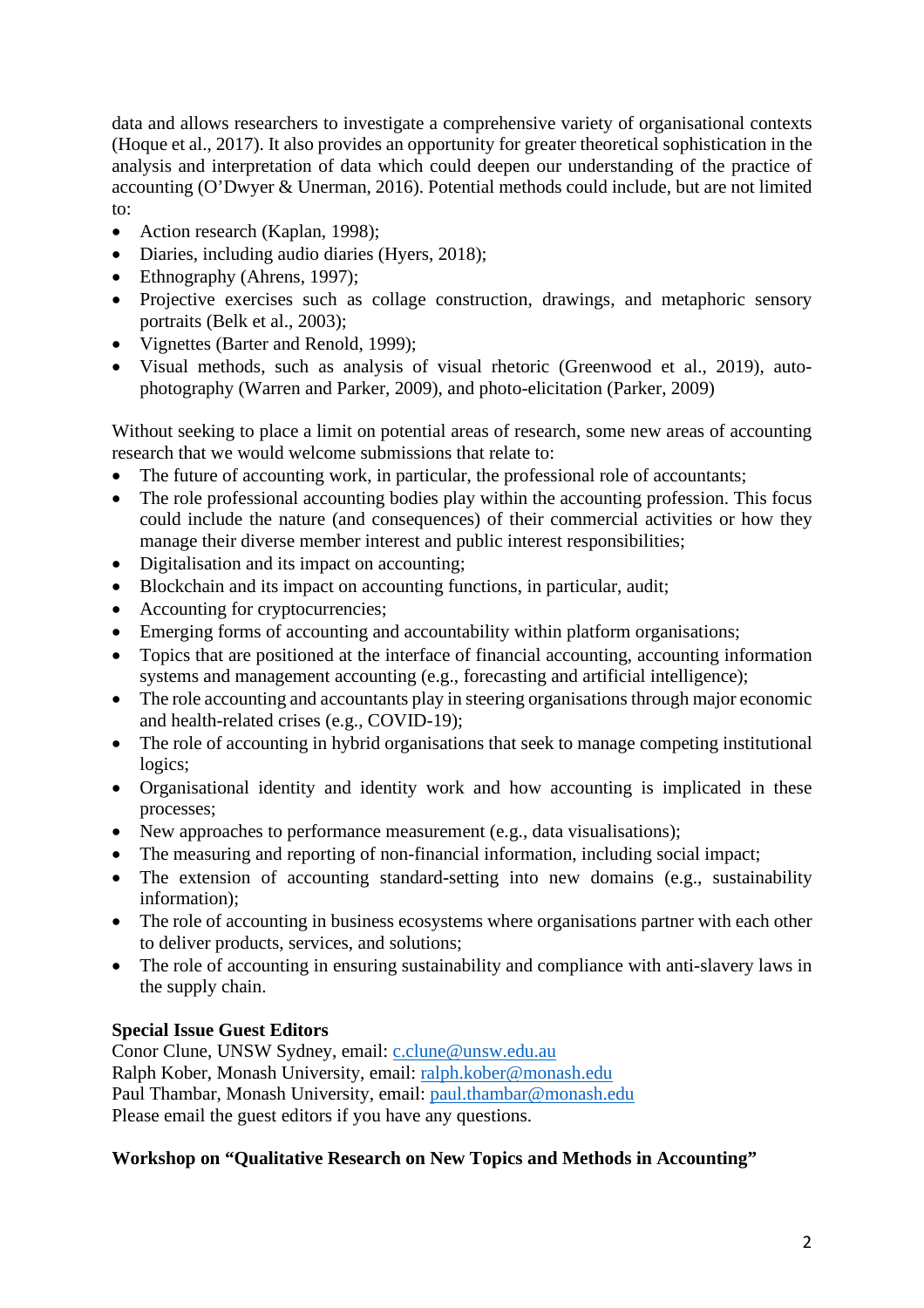data and allows researchers to investigate a comprehensive variety of organisational contexts (Hoque et al., 2017). It also provides an opportunity for greater theoretical sophistication in the analysis and interpretation of data which could deepen our understanding of the practice of accounting (O'Dwyer & Unerman, 2016). Potential methods could include, but are not limited to:

- Action research (Kaplan, 1998);
- Diaries, including audio diaries (Hyers, 2018);
- Ethnography (Ahrens, 1997);
- Projective exercises such as collage construction, drawings, and metaphoric sensory portraits (Belk et al., 2003);
- Vignettes (Barter and Renold, 1999);
- Visual methods, such as analysis of visual rhetoric (Greenwood et al., 2019), auto-photography (Warren and Parker, 2009), and photo-elicitation (Parker, 2009)

Without seeking to place a limit on potential areas of research, some new areas of accounting research that we would welcome submissions that relate to:

- The future of accounting work, in particular, the professional role of accountants;
- The role professional accounting bodies play within the accounting profession. This focus could include the nature (and consequences) of their commercial activities or how they manage their diverse member interest and public interest responsibilities;
- Digitalisation and its impact on accounting;
- Blockchain and its impact on accounting functions, in particular, audit;
- Accounting for cryptocurrencies;
- Emerging forms of accounting and accountability within platform organisations;
- Topics that are positioned at the interface of financial accounting, accounting information systems and management accounting (e.g., forecasting and artificial intelligence);
- The role accounting and accountants play in steering organisations through major economic and health-related crises (e.g., COVID-19);
- The role of accounting in hybrid organisations that seek to manage competing institutional logics;
- Organisational identity and identity work and how accounting is implicated in these processes;
- New approaches to performance measurement (e.g., data visualisations);
- The measuring and reporting of non-financial information, including social impact;
- The extension of accounting standard-setting into new domains (e.g., sustainability information);
- The role of accounting in business ecosystems where organisations partner with each other to deliver products, services, and solutions;
- The role of accounting in ensuring sustainability and compliance with anti-slavery laws in the supply chain.

**Special Issue Guest Editors**

Conor Clune, UNSW Sydney, email: c.clune@unsw.edu.au
Ralph Kober, Monash University, email: ralph.kober@monash.edu
Paul Thambar, Monash University, email: paul.thambar@monash.edu
Please email the guest editors if you have any questions.

**Workshop on "Qualitative Research on New Topics and Methods in Accounting"**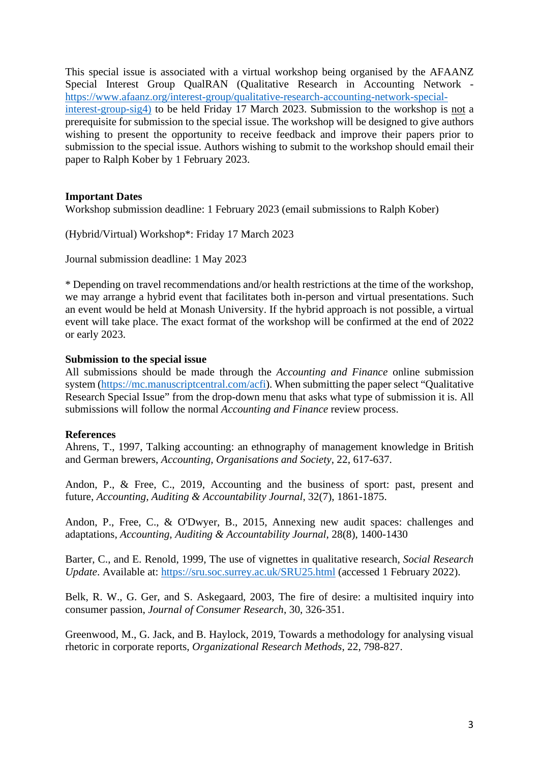This special issue is associated with a virtual workshop being organised by the AFAANZ Special Interest Group QualRAN (Qualitative Research in Accounting Network - https://www.afaanz.org/interest-group/qualitative-research-accounting-network-special-interest-group-sig4) to be held Friday 17 March 2023. Submission to the workshop is not a prerequisite for submission to the special issue. The workshop will be designed to give authors wishing to present the opportunity to receive feedback and improve their papers prior to submission to the special issue. Authors wishing to submit to the workshop should email their paper to Ralph Kober by 1 February 2023.

**Important Dates**

Workshop submission deadline: 1 February 2023 (email submissions to Ralph Kober)

(Hybrid/Virtual) Workshop*: Friday 17 March 2023

Journal submission deadline: 1 May 2023

* Depending on travel recommendations and/or health restrictions at the time of the workshop, we may arrange a hybrid event that facilitates both in-person and virtual presentations. Such an event would be held at Monash University. If the hybrid approach is not possible, a virtual event will take place. The exact format of the workshop will be confirmed at the end of 2022 or early 2023.

**Submission to the special issue**

All submissions should be made through the *Accounting and Finance* online submission system (https://mc.manuscriptcentral.com/acfi). When submitting the paper select "Qualitative Research Special Issue" from the drop-down menu that asks what type of submission it is. All submissions will follow the normal *Accounting and Finance* review process.

**References**

Ahrens, T., 1997, Talking accounting: an ethnography of management knowledge in British and German brewers, *Accounting, Organisations and Society*, 22, 617-637.

Andon, P., & Free, C., 2019, Accounting and the business of sport: past, present and future, *Accounting, Auditing & Accountability Journal*, 32(7), 1861-1875.

Andon, P., Free, C., & O'Dwyer, B., 2015, Annexing new audit spaces: challenges and adaptations, *Accounting, Auditing & Accountability Journal*, 28(8), 1400-1430

Barter, C., and E. Renold, 1999, The use of vignettes in qualitative research, *Social Research Update*. Available at: https://sru.soc.surrey.ac.uk/SRU25.html (accessed 1 February 2022).

Belk, R. W., G. Ger, and S. Askegaard, 2003, The fire of desire: a multisited inquiry into consumer passion, *Journal of Consumer Research*, 30, 326-351.

Greenwood, M., G. Jack, and B. Haylock, 2019, Towards a methodology for analysing visual rhetoric in corporate reports, *Organizational Research Methods*, 22, 798-827.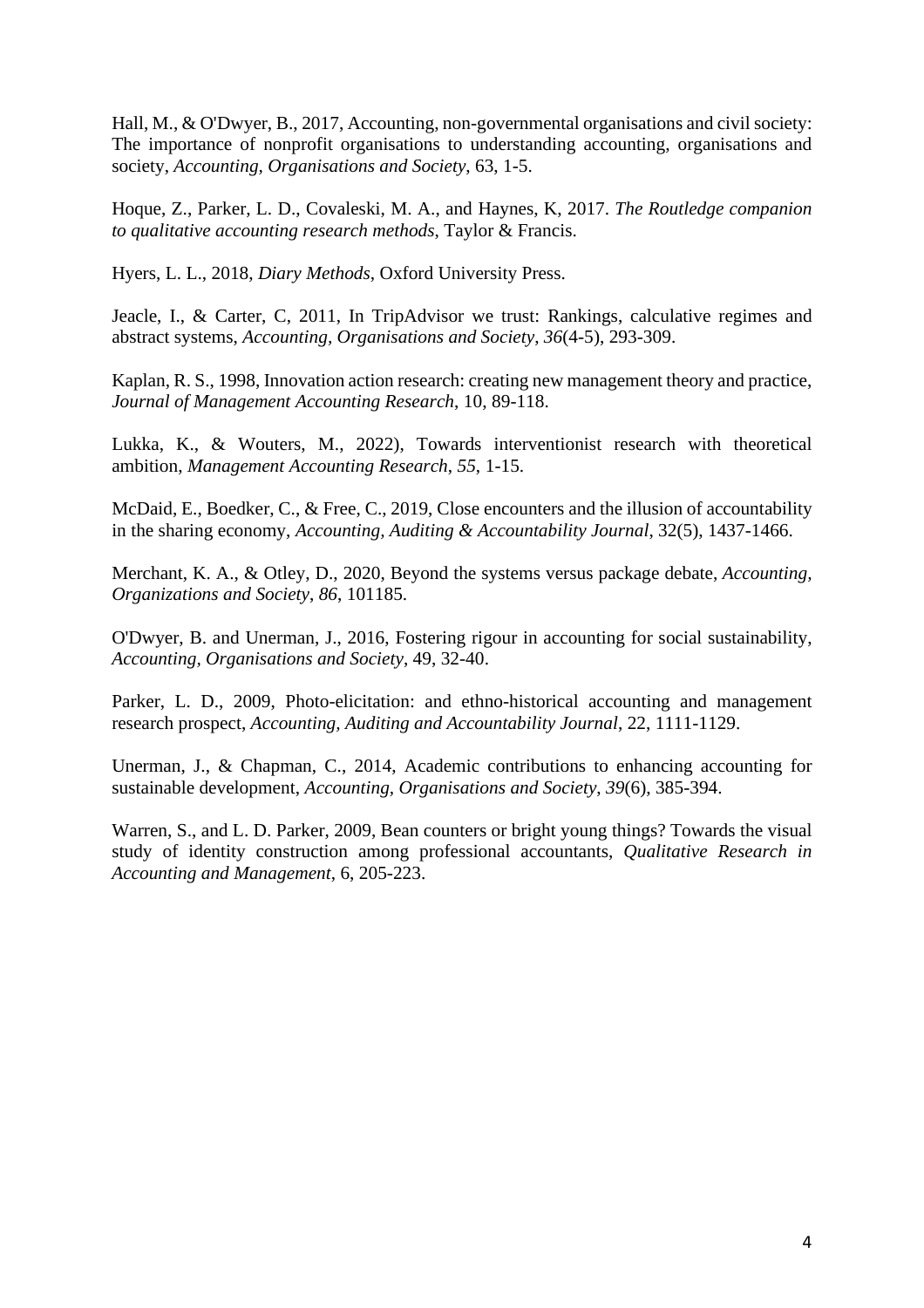Hall, M., & O'Dwyer, B., 2017, Accounting, non-governmental organisations and civil society: The importance of nonprofit organisations to understanding accounting, organisations and society, *Accounting, Organisations and Society*, 63, 1-5.

Hoque, Z., Parker, L. D., Covaleski, M. A., and Haynes, K, 2017. *The Routledge companion to qualitative accounting research methods*, Taylor & Francis.

Hyers, L. L., 2018, *Diary Methods*, Oxford University Press.

Jeacle, I., & Carter, C, 2011, In TripAdvisor we trust: Rankings, calculative regimes and abstract systems, *Accounting, Organisations and Society*, *36*(4-5), 293-309.

Kaplan, R. S., 1998, Innovation action research: creating new management theory and practice, *Journal of Management Accounting Research*, 10, 89-118.

Lukka, K., & Wouters, M., 2022), Towards interventionist research with theoretical ambition, *Management Accounting Research*, *55*, 1-15.

McDaid, E., Boedker, C., & Free, C., 2019, Close encounters and the illusion of accountability in the sharing economy, *Accounting, Auditing & Accountability Journal*, 32(5), 1437-1466.

Merchant, K. A., & Otley, D., 2020, Beyond the systems versus package debate, *Accounting, Organizations and Society*, *86*, 101185.

O'Dwyer, B. and Unerman, J., 2016, Fostering rigour in accounting for social sustainability, *Accounting, Organisations and Society*, 49, 32-40.

Parker, L. D., 2009, Photo-elicitation: and ethno-historical accounting and management research prospect, *Accounting, Auditing and Accountability Journal*, 22, 1111-1129.

Unerman, J., & Chapman, C., 2014, Academic contributions to enhancing accounting for sustainable development, *Accounting, Organisations and Society*, *39*(6), 385-394.

Warren, S., and L. D. Parker, 2009, Bean counters or bright young things? Towards the visual study of identity construction among professional accountants, *Qualitative Research in Accounting and Management*, 6, 205-223.